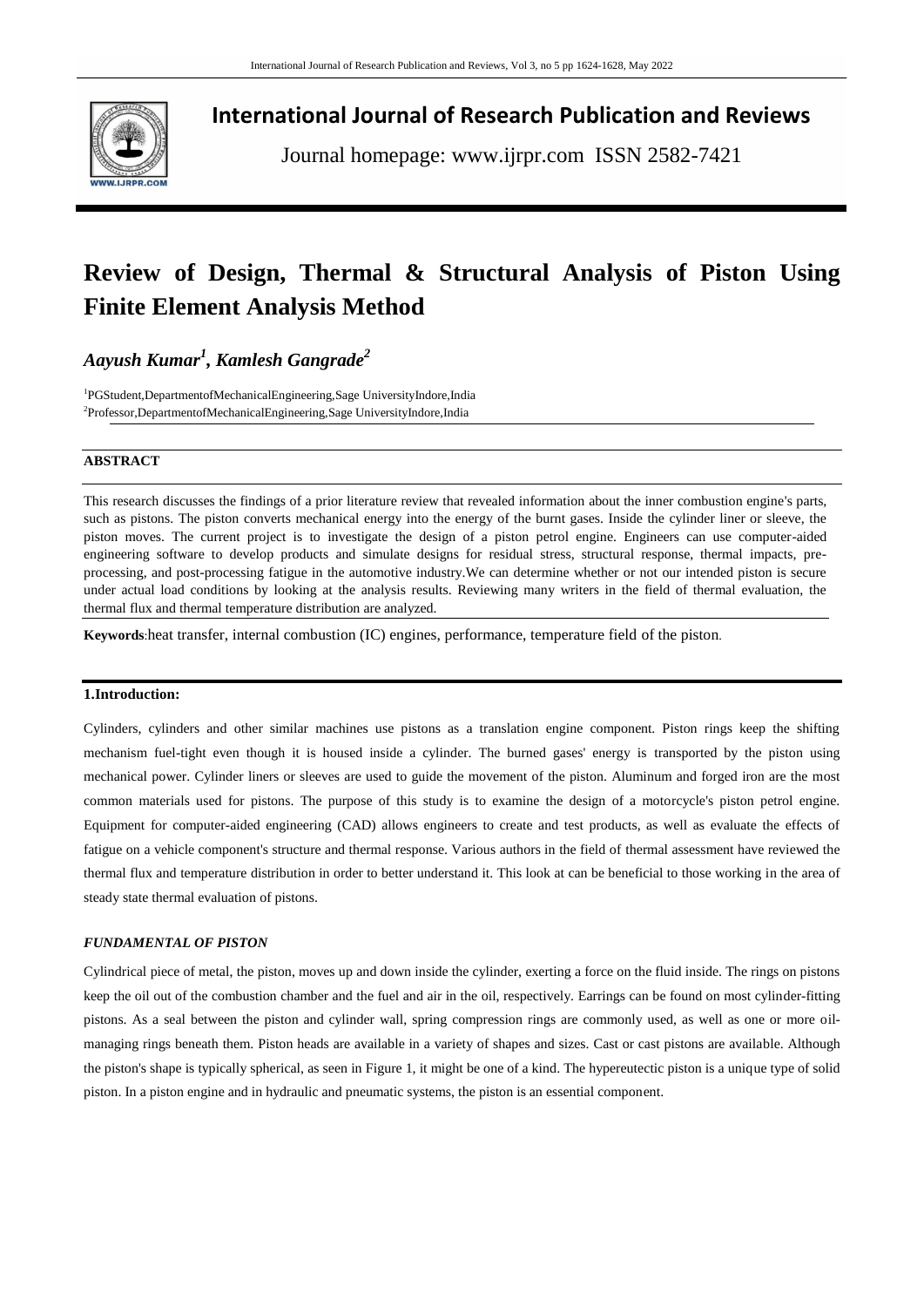# International Journal of Research Publication and Reviews

Journal homepage: www.ijrpr.com ISSN 2582-7421

# Review of Design, Thermal & Structural Analysis of Piston Using Finite Element Analysis Method

***Aayush Kumar[1], Kamlesh Gangrade[2]***

[1]PGStudent,DepartmentofMechanicalEngineering,Sage UniversityIndore,India
[2]Professor,DepartmentofMechanicalEngineering,Sage UniversityIndore,India

## ABSTRACT

This research discusses the findings of a prior literature review that revealed information about the inner combustion engine's parts, such as pistons. The piston converts mechanical energy into the energy of the burnt gases. Inside the cylinder liner or sleeve, the piston moves. The current project is to investigate the design of a piston petrol engine. Engineers can use computer-aided engineering software to develop products and simulate designs for residual stress, structural response, thermal impacts, pre-processing, and post-processing fatigue in the automotive industry.We can determine whether or not our intended piston is secure under actual load conditions by looking at the analysis results. Reviewing many writers in the field of thermal evaluation, the thermal flux and thermal temperature distribution are analyzed.

**Keywords**:heat transfer, internal combustion (IC) engines, performance, temperature field of the piston.

## 1.Introduction:

Cylinders, cylinders and other similar machines use pistons as a translation engine component. Piston rings keep the shifting mechanism fuel-tight even though it is housed inside a cylinder. The burned gases' energy is transported by the piston using mechanical power. Cylinder liners or sleeves are used to guide the movement of the piston. Aluminum and forged iron are the most common materials used for pistons. The purpose of this study is to examine the design of a motorcycle's piston petrol engine. Equipment for computer-aided engineering (CAD) allows engineers to create and test products, as well as evaluate the effects of fatigue on a vehicle component's structure and thermal response. Various authors in the field of thermal assessment have reviewed the thermal flux and temperature distribution in order to better understand it. This look at can be beneficial to those working in the area of steady state thermal evaluation of pistons.

### *FUNDAMENTAL OF PISTON*

Cylindrical piece of metal, the piston, moves up and down inside the cylinder, exerting a force on the fluid inside. The rings on pistons keep the oil out of the combustion chamber and the fuel and air in the oil, respectively. Earrings can be found on most cylinder-fitting pistons. As a seal between the piston and cylinder wall, spring compression rings are commonly used, as well as one or more oil-managing rings beneath them. Piston heads are available in a variety of shapes and sizes. Cast or cast pistons are available. Although the piston's shape is typically spherical, as seen in Figure 1, it might be one of a kind. The hypereutectic piston is a unique type of solid piston. In a piston engine and in hydraulic and pneumatic systems, the piston is an essential component.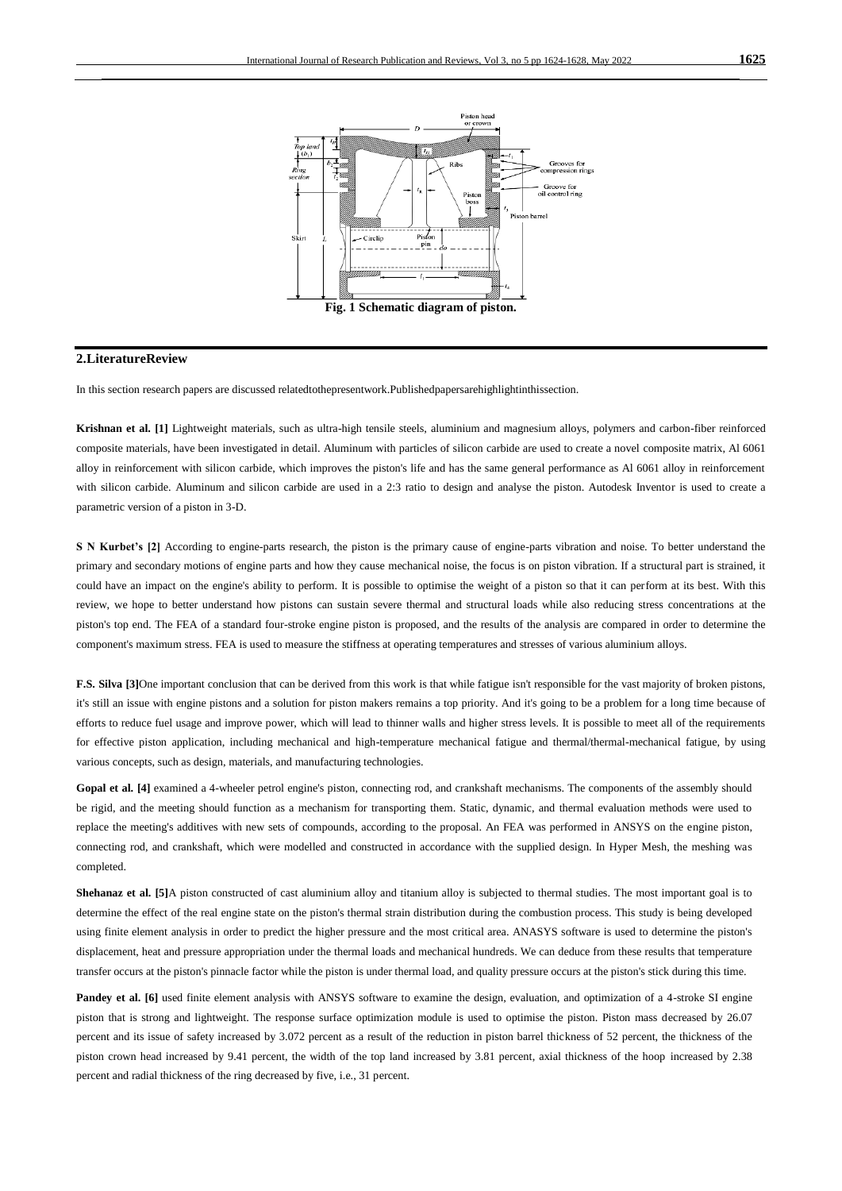Fig. 1 Schematic diagram of piston.

## 2.LiteratureReview

In this section research papers are discussed relatedtothepresentwork.Publishedpapersarehighlightinthissection.

**Krishnan et al. [1]** Lightweight materials, such as ultra-high tensile steels, aluminium and magnesium alloys, polymers and carbon-fiber reinforced composite materials, have been investigated in detail. Aluminum with particles of silicon carbide are used to create a novel composite matrix, Al 6061 alloy in reinforcement with silicon carbide, which improves the piston's life and has the same general performance as Al 6061 alloy in reinforcement with silicon carbide. Aluminum and silicon carbide are used in a 2:3 ratio to design and analyse the piston. Autodesk Inventor is used to create a parametric version of a piston in 3-D.

**S N Kurbet's [2]** According to engine-parts research, the piston is the primary cause of engine-parts vibration and noise. To better understand the primary and secondary motions of engine parts and how they cause mechanical noise, the focus is on piston vibration. If a structural part is strained, it could have an impact on the engine's ability to perform. It is possible to optimise the weight of a piston so that it can perform at its best. With this review, we hope to better understand how pistons can sustain severe thermal and structural loads while also reducing stress concentrations at the piston's top end. The FEA of a standard four-stroke engine piston is proposed, and the results of the analysis are compared in order to determine the component's maximum stress. FEA is used to measure the stiffness at operating temperatures and stresses of various aluminium alloys.

**F.S. Silva [3]**One important conclusion that can be derived from this work is that while fatigue isn't responsible for the vast majority of broken pistons, it's still an issue with engine pistons and a solution for piston makers remains a top priority. And it's going to be a problem for a long time because of efforts to reduce fuel usage and improve power, which will lead to thinner walls and higher stress levels. It is possible to meet all of the requirements for effective piston application, including mechanical and high-temperature mechanical fatigue and thermal/thermal-mechanical fatigue, by using various concepts, such as design, materials, and manufacturing technologies.

**Gopal et al. [4]** examined a 4-wheeler petrol engine's piston, connecting rod, and crankshaft mechanisms. The components of the assembly should be rigid, and the meeting should function as a mechanism for transporting them. Static, dynamic, and thermal evaluation methods were used to replace the meeting's additives with new sets of compounds, according to the proposal. An FEA was performed in ANSYS on the engine piston, connecting rod, and crankshaft, which were modelled and constructed in accordance with the supplied design. In Hyper Mesh, the meshing was completed.

**Shehanaz et al. [5]**A piston constructed of cast aluminium alloy and titanium alloy is subjected to thermal studies. The most important goal is to determine the effect of the real engine state on the piston's thermal strain distribution during the combustion process. This study is being developed using finite element analysis in order to predict the higher pressure and the most critical area. ANASYS software is used to determine the piston's displacement, heat and pressure appropriation under the thermal loads and mechanical hundreds. We can deduce from these results that temperature transfer occurs at the piston's pinnacle factor while the piston is under thermal load, and quality pressure occurs at the piston's stick during this time.

**Pandey et al. [6]** used finite element analysis with ANSYS software to examine the design, evaluation, and optimization of a 4-stroke SI engine piston that is strong and lightweight. The response surface optimization module is used to optimise the piston. Piston mass decreased by 26.07 percent and its issue of safety increased by 3.072 percent as a result of the reduction in piston barrel thickness of 52 percent, the thickness of the piston crown head increased by 9.41 percent, the width of the top land increased by 3.81 percent, axial thickness of the hoop increased by 2.38 percent and radial thickness of the ring decreased by five, i.e., 31 percent.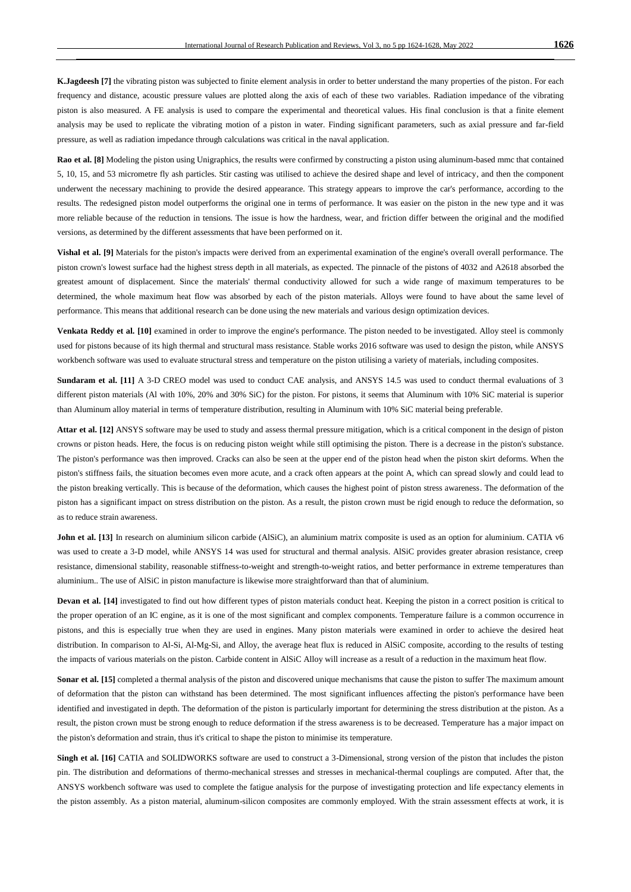**K.Jagdeesh [7]** the vibrating piston was subjected to finite element analysis in order to better understand the many properties of the piston. For each frequency and distance, acoustic pressure values are plotted along the axis of each of these two variables. Radiation impedance of the vibrating piston is also measured. A FE analysis is used to compare the experimental and theoretical values. His final conclusion is that a finite element analysis may be used to replicate the vibrating motion of a piston in water. Finding significant parameters, such as axial pressure and far-field pressure, as well as radiation impedance through calculations was critical in the naval application.

**Rao et al. [8]** Modeling the piston using Unigraphics, the results were confirmed by constructing a piston using aluminum-based mmc that contained 5, 10, 15, and 53 micrometre fly ash particles. Stir casting was utilised to achieve the desired shape and level of intricacy, and then the component underwent the necessary machining to provide the desired appearance. This strategy appears to improve the car's performance, according to the results. The redesigned piston model outperforms the original one in terms of performance. It was easier on the piston in the new type and it was more reliable because of the reduction in tensions. The issue is how the hardness, wear, and friction differ between the original and the modified versions, as determined by the different assessments that have been performed on it.

**Vishal et al. [9]** Materials for the piston's impacts were derived from an experimental examination of the engine's overall overall performance. The piston crown's lowest surface had the highest stress depth in all materials, as expected. The pinnacle of the pistons of 4032 and A2618 absorbed the greatest amount of displacement. Since the materials' thermal conductivity allowed for such a wide range of maximum temperatures to be determined, the whole maximum heat flow was absorbed by each of the piston materials. Alloys were found to have about the same level of performance. This means that additional research can be done using the new materials and various design optimization devices.

**Venkata Reddy et al. [10]** examined in order to improve the engine's performance. The piston needed to be investigated. Alloy steel is commonly used for pistons because of its high thermal and structural mass resistance. Stable works 2016 software was used to design the piston, while ANSYS workbench software was used to evaluate structural stress and temperature on the piston utilising a variety of materials, including composites.

**Sundaram et al. [11]** A 3-D CREO model was used to conduct CAE analysis, and ANSYS 14.5 was used to conduct thermal evaluations of 3 different piston materials (Al with 10%, 20% and 30% SiC) for the piston. For pistons, it seems that Aluminum with 10% SiC material is superior than Aluminum alloy material in terms of temperature distribution, resulting in Aluminum with 10% SiC material being preferable.

**Attar et al. [12]** ANSYS software may be used to study and assess thermal pressure mitigation, which is a critical component in the design of piston crowns or piston heads. Here, the focus is on reducing piston weight while still optimising the piston. There is a decrease in the piston's substance. The piston's performance was then improved. Cracks can also be seen at the upper end of the piston head when the piston skirt deforms. When the piston's stiffness fails, the situation becomes even more acute, and a crack often appears at the point A, which can spread slowly and could lead to the piston breaking vertically. This is because of the deformation, which causes the highest point of piston stress awareness. The deformation of the piston has a significant impact on stress distribution on the piston. As a result, the piston crown must be rigid enough to reduce the deformation, so as to reduce strain awareness.

**John et al. [13]** In research on aluminium silicon carbide (AlSiC), an aluminium matrix composite is used as an option for aluminium. CATIA v6 was used to create a 3-D model, while ANSYS 14 was used for structural and thermal analysis. AlSiC provides greater abrasion resistance, creep resistance, dimensional stability, reasonable stiffness-to-weight and strength-to-weight ratios, and better performance in extreme temperatures than aluminium.. The use of AlSiC in piston manufacture is likewise more straightforward than that of aluminium.

**Devan et al. [14]** investigated to find out how different types of piston materials conduct heat. Keeping the piston in a correct position is critical to the proper operation of an IC engine, as it is one of the most significant and complex components. Temperature failure is a common occurrence in pistons, and this is especially true when they are used in engines. Many piston materials were examined in order to achieve the desired heat distribution. In comparison to Al-Si, Al-Mg-Si, and Alloy, the average heat flux is reduced in AlSiC composite, according to the results of testing the impacts of various materials on the piston. Carbide content in AlSiC Alloy will increase as a result of a reduction in the maximum heat flow.

**Sonar et al. [15]** completed a thermal analysis of the piston and discovered unique mechanisms that cause the piston to suffer The maximum amount of deformation that the piston can withstand has been determined. The most significant influences affecting the piston's performance have been identified and investigated in depth. The deformation of the piston is particularly important for determining the stress distribution at the piston. As a result, the piston crown must be strong enough to reduce deformation if the stress awareness is to be decreased. Temperature has a major impact on the piston's deformation and strain, thus it's critical to shape the piston to minimise its temperature.

**Singh et al. [16]** CATIA and SOLIDWORKS software are used to construct a 3-Dimensional, strong version of the piston that includes the piston pin. The distribution and deformations of thermo-mechanical stresses and stresses in mechanical-thermal couplings are computed. After that, the ANSYS workbench software was used to complete the fatigue analysis for the purpose of investigating protection and life expectancy elements in the piston assembly. As a piston material, aluminum-silicon composites are commonly employed. With the strain assessment effects at work, it is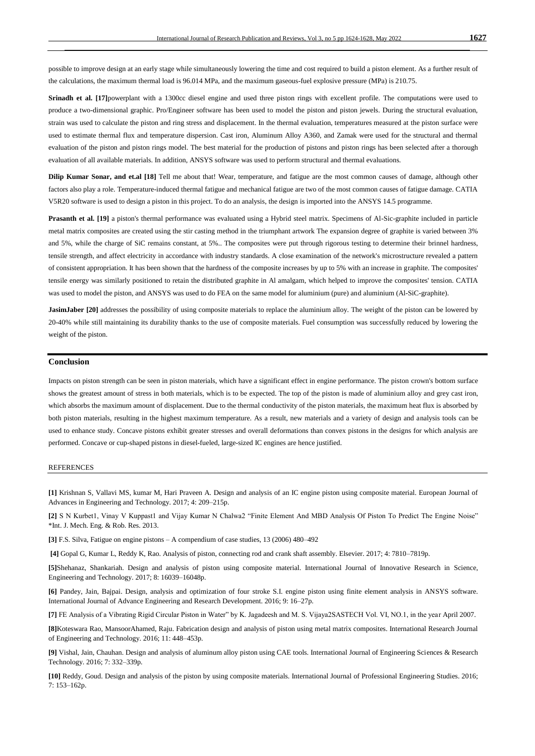possible to improve design at an early stage while simultaneously lowering the time and cost required to build a piston element. As a further result of the calculations, the maximum thermal load is 96.014 MPa, and the maximum gaseous-fuel explosive pressure (MPa) is 210.75.

**Srinadh et al. [17]**powerplant with a 1300cc diesel engine and used three piston rings with excellent profile. The computations were used to produce a two-dimensional graphic. Pro/Engineer software has been used to model the piston and piston jewels. During the structural evaluation, strain was used to calculate the piston and ring stress and displacement. In the thermal evaluation, temperatures measured at the piston surface were used to estimate thermal flux and temperature dispersion. Cast iron, Aluminum Alloy A360, and Zamak were used for the structural and thermal evaluation of the piston and piston rings model. The best material for the production of pistons and piston rings has been selected after a thorough evaluation of all available materials. In addition, ANSYS software was used to perform structural and thermal evaluations.

**Dilip Kumar Sonar, and et.al [18]** Tell me about that! Wear, temperature, and fatigue are the most common causes of damage, although other factors also play a role. Temperature-induced thermal fatigue and mechanical fatigue are two of the most common causes of fatigue damage. CATIA V5R20 software is used to design a piston in this project. To do an analysis, the design is imported into the ANSYS 14.5 programme.

**Prasanth et al. [19]** a piston's thermal performance was evaluated using a Hybrid steel matrix. Specimens of Al-Sic-graphite included in particle metal matrix composites are created using the stir casting method in the triumphant artwork The expansion degree of graphite is varied between 3% and 5%, while the charge of SiC remains constant, at 5%.. The composites were put through rigorous testing to determine their brinnel hardness, tensile strength, and affect electricity in accordance with industry standards. A close examination of the network's microstructure revealed a pattern of consistent appropriation. It has been shown that the hardness of the composite increases by up to 5% with an increase in graphite. The composites' tensile energy was similarly positioned to retain the distributed graphite in Al amalgam, which helped to improve the composites' tension. CATIA was used to model the piston, and ANSYS was used to do FEA on the same model for aluminium (pure) and aluminium (Al-SiC-graphite).

**JasimJaber [20]** addresses the possibility of using composite materials to replace the aluminium alloy. The weight of the piston can be lowered by 20-40% while still maintaining its durability thanks to the use of composite materials. Fuel consumption was successfully reduced by lowering the weight of the piston.

## Conclusion

Impacts on piston strength can be seen in piston materials, which have a significant effect in engine performance. The piston crown's bottom surface shows the greatest amount of stress in both materials, which is to be expected. The top of the piston is made of aluminium alloy and grey cast iron, which absorbs the maximum amount of displacement. Due to the thermal conductivity of the piston materials, the maximum heat flux is absorbed by both piston materials, resulting in the highest maximum temperature. As a result, new materials and a variety of design and analysis tools can be used to enhance study. Concave pistons exhibit greater stresses and overall deformations than convex pistons in the designs for which analysis are performed. Concave or cup-shaped pistons in diesel-fueled, large-sized IC engines are hence justified.

## REFERENCES

**[1]** Krishnan S, Vallavi MS, kumar M, Hari Praveen A. Design and analysis of an IC engine piston using composite material. European Journal of Advances in Engineering and Technology. 2017; 4: 209–215p.

**[2]** S N Kurbet1, Vinay V Kuppast1 and Vijay Kumar N Chalwa2 "Finite Element And MBD Analysis Of Piston To Predict The Engine Noise" *Int. J. Mech. Eng. & Rob. Res. 2013.

**[3]** F.S. Silva, Fatigue on engine pistons – A compendium of case studies, 13 (2006) 480–492

**[4]** Gopal G, Kumar L, Reddy K, Rao. Analysis of piston, connecting rod and crank shaft assembly. Elsevier. 2017; 4: 7810–7819p.

**[5]**Shehanaz, Shankariah. Design and analysis of piston using composite material. International Journal of Innovative Research in Science, Engineering and Technology. 2017; 8: 16039–16048p.

**[6]** Pandey, Jain, Bajpai. Design, analysis and optimization of four stroke S.I. engine piston using finite element analysis in ANSYS software. International Journal of Advance Engineering and Research Development. 2016; 9: 16–27p.

**[7]** FE Analysis of a Vibrating Rigid Circular Piston in Water" by K. Jagadeesh and M. S. Vijaya2SASTECH Vol. VI, NO.1, in the year April 2007.

**[8]**Koteswara Rao, MansoorAhamed, Raju. Fabrication design and analysis of piston using metal matrix composites. International Research Journal of Engineering and Technology. 2016; 11: 448–453p.

**[9]** Vishal, Jain, Chauhan. Design and analysis of aluminum alloy piston using CAE tools. International Journal of Engineering Sciences & Research Technology. 2016; 7: 332–339p.

**[10]** Reddy, Goud. Design and analysis of the piston by using composite materials. International Journal of Professional Engineering Studies. 2016; 7: 153–162p.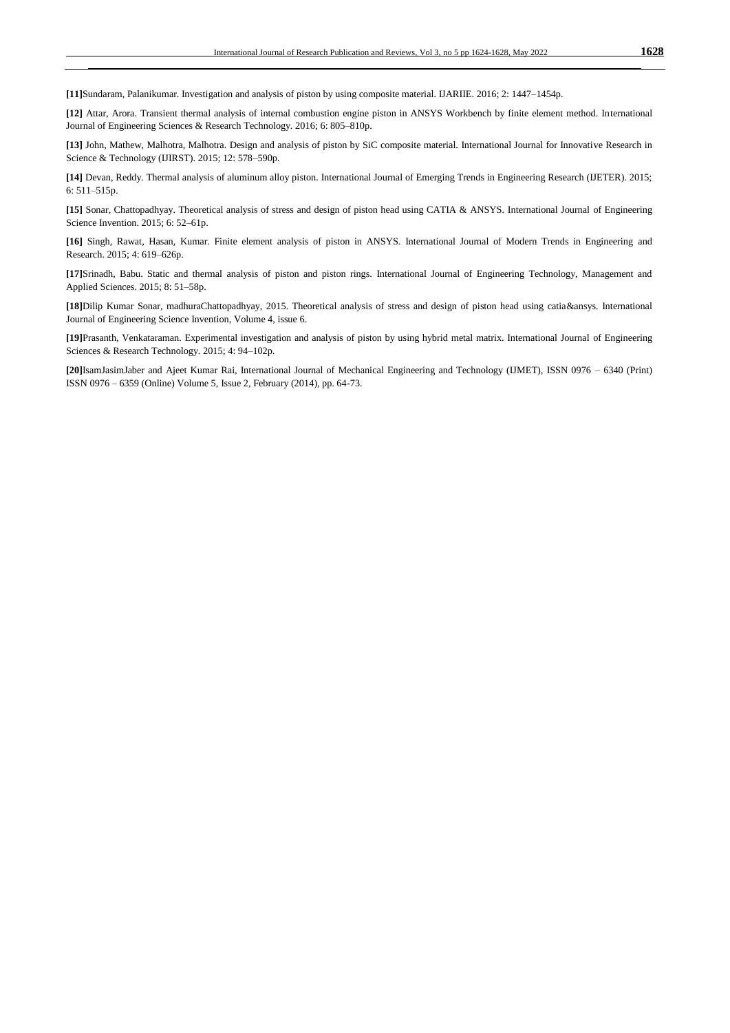**[11]**Sundaram, Palanikumar. Investigation and analysis of piston by using composite material. IJARIIE. 2016; 2: 1447–1454p.

**[12]** Attar, Arora. Transient thermal analysis of internal combustion engine piston in ANSYS Workbench by finite element method. International Journal of Engineering Sciences & Research Technology. 2016; 6: 805–810p.

**[13]** John, Mathew, Malhotra, Malhotra. Design and analysis of piston by SiC composite material. International Journal for Innovative Research in Science & Technology (IJIRST). 2015; 12: 578–590p.

**[14]** Devan, Reddy. Thermal analysis of aluminum alloy piston. International Journal of Emerging Trends in Engineering Research (IJETER). 2015; 6: 511–515p.

**[15]** Sonar, Chattopadhyay. Theoretical analysis of stress and design of piston head using CATIA & ANSYS. International Journal of Engineering Science Invention. 2015; 6: 52–61p.

**[16]** Singh, Rawat, Hasan, Kumar. Finite element analysis of piston in ANSYS. International Journal of Modern Trends in Engineering and Research. 2015; 4: 619–626p.

**[17]**Srinadh, Babu. Static and thermal analysis of piston and piston rings. International Journal of Engineering Technology, Management and Applied Sciences. 2015; 8: 51–58p.

**[18]**Dilip Kumar Sonar, madhuraChattopadhyay, 2015. Theoretical analysis of stress and design of piston head using catia&ansys. International Journal of Engineering Science Invention, Volume 4, issue 6.

**[19]**Prasanth, Venkataraman. Experimental investigation and analysis of piston by using hybrid metal matrix. International Journal of Engineering Sciences & Research Technology. 2015; 4: 94–102p.

**[20]**IsamJasimJaber and Ajeet Kumar Rai, International Journal of Mechanical Engineering and Technology (IJMET), ISSN 0976 – 6340 (Print) ISSN 0976 – 6359 (Online) Volume 5, Issue 2, February (2014), pp. 64-73.